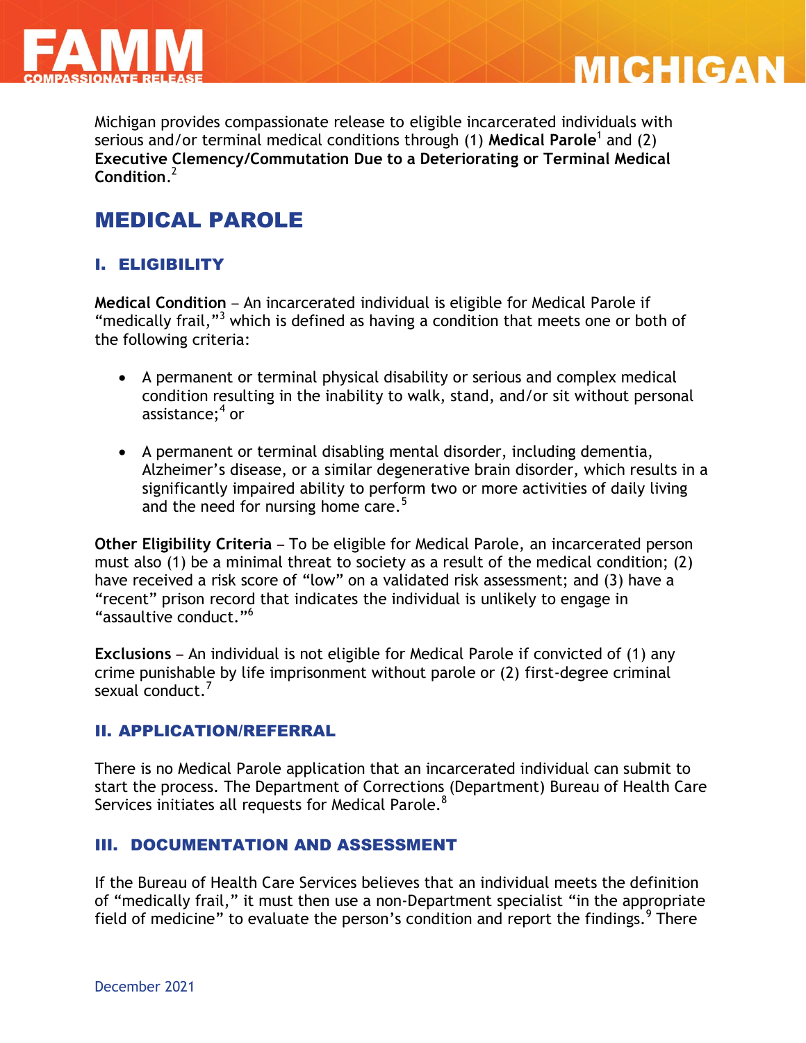# FAMM COMPASSIONATE RELEASE — MICHIGAN

Michigan provides compassionate release to eligible incarcerated individuals with serious and/or terminal medical conditions through (1) **Medical Parole**[1] and (2) **Executive Clemency/Commutation Due to a Deteriorating or Terminal Medical Condition.**[2]

## MEDICAL PAROLE

### I. ELIGIBILITY

**Medical Condition** – An incarcerated individual is eligible for Medical Parole if "medically frail,"[3] which is defined as having a condition that meets one or both of the following criteria:

- A permanent or terminal physical disability or serious and complex medical condition resulting in the inability to walk, stand, and/or sit without personal assistance;[4] or
- A permanent or terminal disabling mental disorder, including dementia, Alzheimer's disease, or a similar degenerative brain disorder, which results in a significantly impaired ability to perform two or more activities of daily living and the need for nursing home care.[5]

**Other Eligibility Criteria** – To be eligible for Medical Parole, an incarcerated person must also (1) be a minimal threat to society as a result of the medical condition; (2) have received a risk score of "low" on a validated risk assessment; and (3) have a "recent" prison record that indicates the individual is unlikely to engage in "assaultive conduct."[6]

**Exclusions** – An individual is not eligible for Medical Parole if convicted of (1) any crime punishable by life imprisonment without parole or (2) first-degree criminal sexual conduct.[7]

### II. APPLICATION/REFERRAL

There is no Medical Parole application that an incarcerated individual can submit to start the process. The Department of Corrections (Department) Bureau of Health Care Services initiates all requests for Medical Parole.[8]

### III. DOCUMENTATION AND ASSESSMENT

If the Bureau of Health Care Services believes that an individual meets the definition of "medically frail," it must then use a non-Department specialist "in the appropriate field of medicine" to evaluate the person's condition and report the findings.[9] There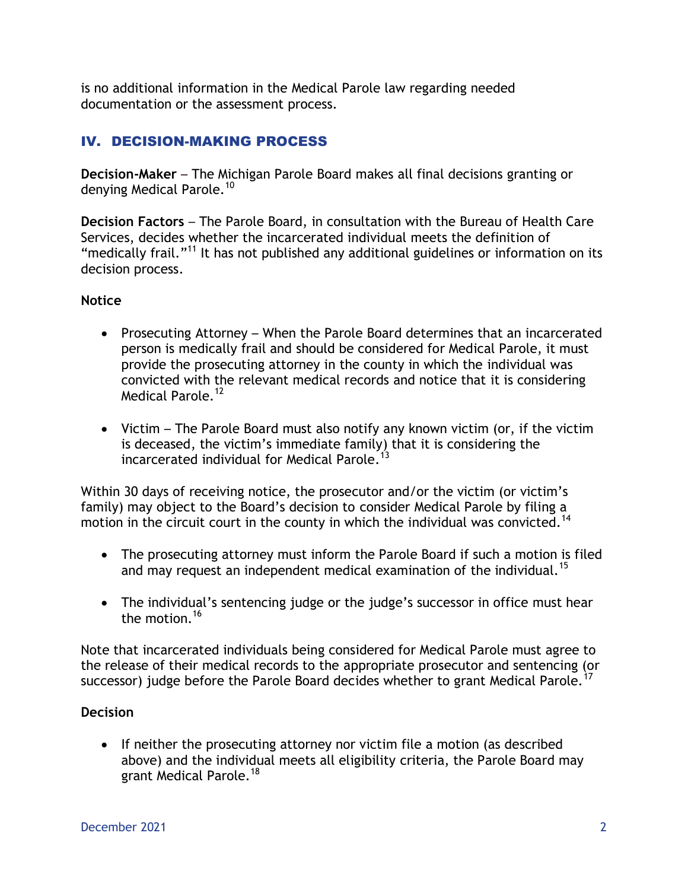is no additional information in the Medical Parole law regarding needed documentation or the assessment process.

## IV. DECISION-MAKING PROCESS

**Decision-Maker** – The Michigan Parole Board makes all final decisions granting or denying Medical Parole.[10]

**Decision Factors** – The Parole Board, in consultation with the Bureau of Health Care Services, decides whether the incarcerated individual meets the definition of "medically frail."[11] It has not published any additional guidelines or information on its decision process.

**Notice**

- Prosecuting Attorney – When the Parole Board determines that an incarcerated person is medically frail and should be considered for Medical Parole, it must provide the prosecuting attorney in the county in which the individual was convicted with the relevant medical records and notice that it is considering Medical Parole.[12]

- Victim – The Parole Board must also notify any known victim (or, if the victim is deceased, the victim's immediate family) that it is considering the incarcerated individual for Medical Parole.[13]

Within 30 days of receiving notice, the prosecutor and/or the victim (or victim's family) may object to the Board's decision to consider Medical Parole by filing a motion in the circuit court in the county in which the individual was convicted.[14]

- The prosecuting attorney must inform the Parole Board if such a motion is filed and may request an independent medical examination of the individual.[15]

- The individual's sentencing judge or the judge's successor in office must hear the motion.[16]

Note that incarcerated individuals being considered for Medical Parole must agree to the release of their medical records to the appropriate prosecutor and sentencing (or successor) judge before the Parole Board decides whether to grant Medical Parole.[17]

**Decision**

- If neither the prosecuting attorney nor victim file a motion (as described above) and the individual meets all eligibility criteria, the Parole Board may grant Medical Parole.[18]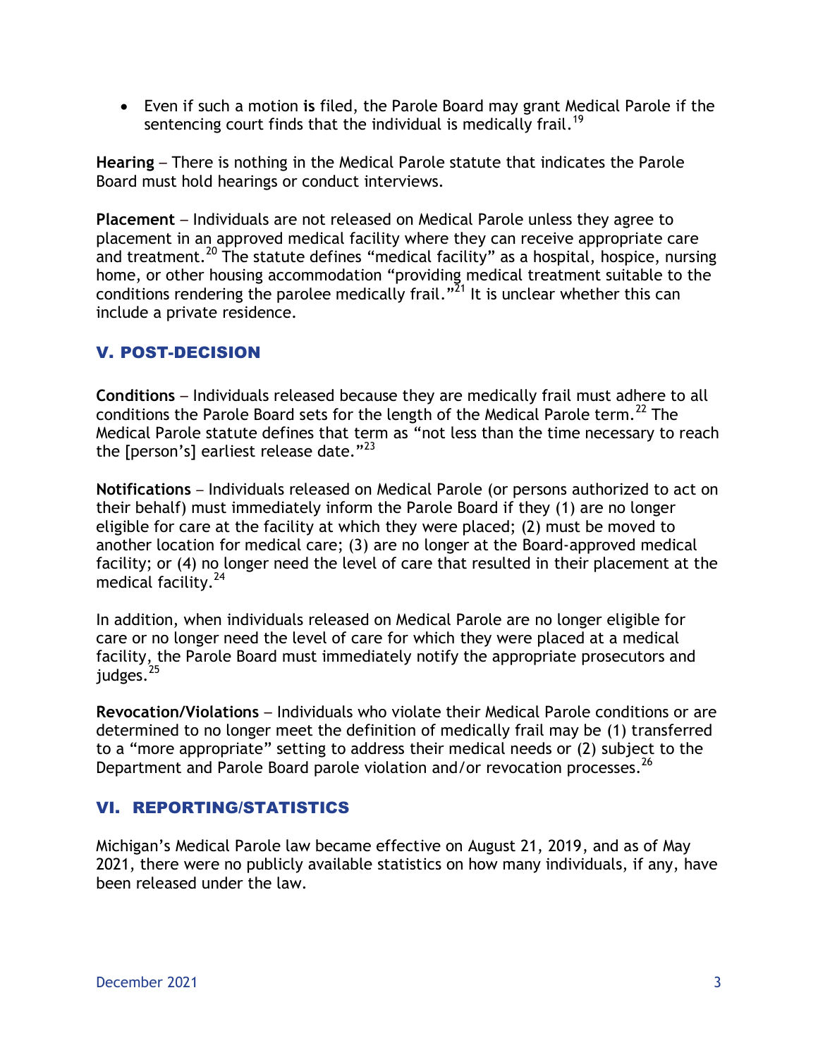- Even if such a motion **is** filed, the Parole Board may grant Medical Parole if the sentencing court finds that the individual is medically frail.[19]

**Hearing** – There is nothing in the Medical Parole statute that indicates the Parole Board must hold hearings or conduct interviews.

**Placement** – Individuals are not released on Medical Parole unless they agree to placement in an approved medical facility where they can receive appropriate care and treatment.[20] The statute defines "medical facility" as a hospital, hospice, nursing home, or other housing accommodation "providing medical treatment suitable to the conditions rendering the parolee medically frail."[21] It is unclear whether this can include a private residence.

## V. POST-DECISION

**Conditions** – Individuals released because they are medically frail must adhere to all conditions the Parole Board sets for the length of the Medical Parole term.[22] The Medical Parole statute defines that term as "not less than the time necessary to reach the [person's] earliest release date."[23]

**Notifications** – Individuals released on Medical Parole (or persons authorized to act on their behalf) must immediately inform the Parole Board if they (1) are no longer eligible for care at the facility at which they were placed; (2) must be moved to another location for medical care; (3) are no longer at the Board-approved medical facility; or (4) no longer need the level of care that resulted in their placement at the medical facility.[24]

In addition, when individuals released on Medical Parole are no longer eligible for care or no longer need the level of care for which they were placed at a medical facility, the Parole Board must immediately notify the appropriate prosecutors and judges.[25]

**Revocation/Violations** – Individuals who violate their Medical Parole conditions or are determined to no longer meet the definition of medically frail may be (1) transferred to a "more appropriate" setting to address their medical needs or (2) subject to the Department and Parole Board parole violation and/or revocation processes.[26]

## VI. REPORTING/STATISTICS

Michigan's Medical Parole law became effective on August 21, 2019, and as of May 2021, there were no publicly available statistics on how many individuals, if any, have been released under the law.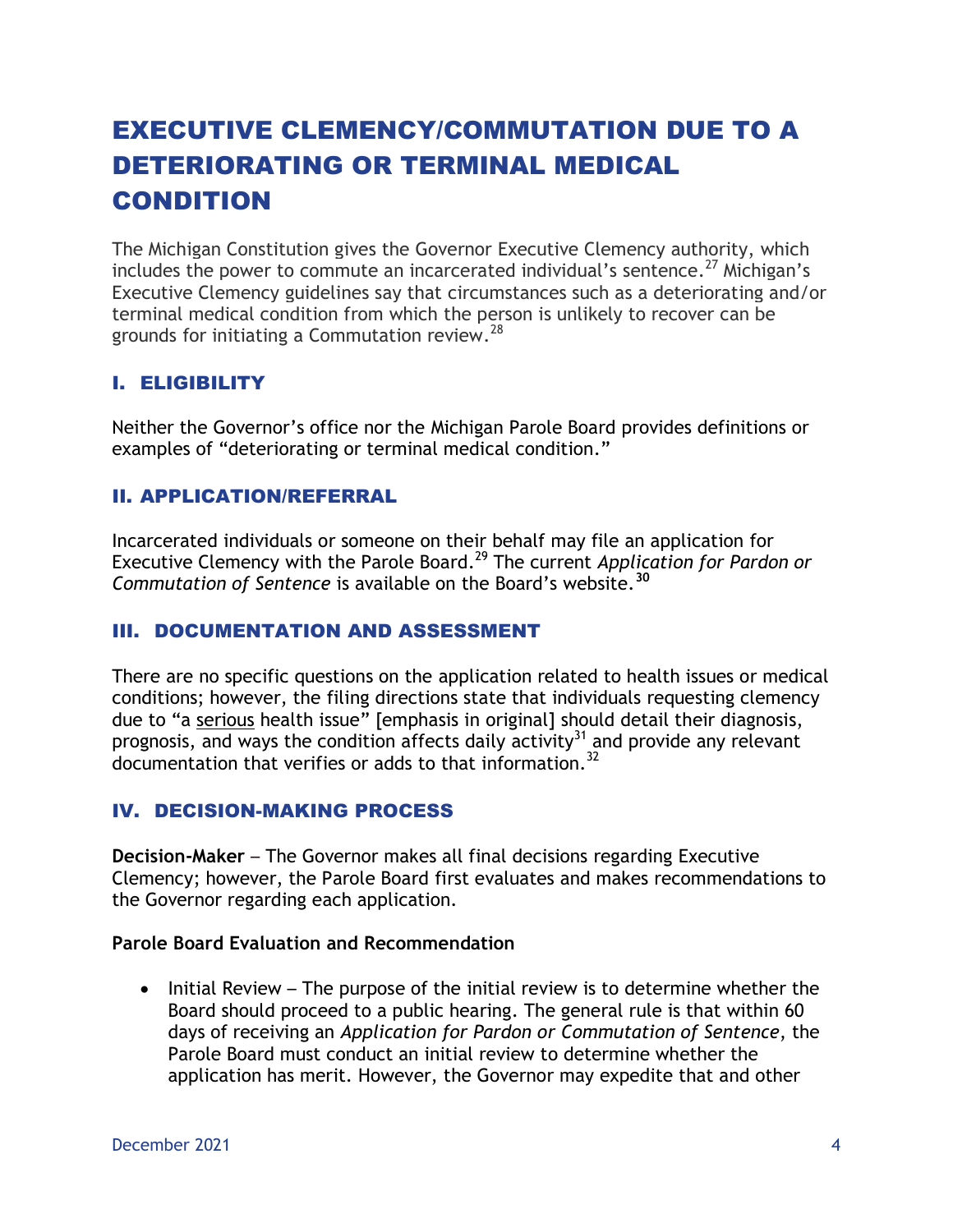# EXECUTIVE CLEMENCY/COMMUTATION DUE TO A DETERIORATING OR TERMINAL MEDICAL CONDITION

The Michigan Constitution gives the Governor Executive Clemency authority, which includes the power to commute an incarcerated individual's sentence.[27] Michigan's Executive Clemency guidelines say that circumstances such as a deteriorating and/or terminal medical condition from which the person is unlikely to recover can be grounds for initiating a Commutation review.[28]

## I. ELIGIBILITY

Neither the Governor's office nor the Michigan Parole Board provides definitions or examples of "deteriorating or terminal medical condition."

## II. APPLICATION/REFERRAL

Incarcerated individuals or someone on their behalf may file an application for Executive Clemency with the Parole Board.[29] The current *Application for Pardon or Commutation of Sentence* is available on the Board's website.[30]

## III. DOCUMENTATION AND ASSESSMENT

There are no specific questions on the application related to health issues or medical conditions; however, the filing directions state that individuals requesting clemency due to "a serious health issue" [emphasis in original] should detail their diagnosis, prognosis, and ways the condition affects daily activity[31] and provide any relevant documentation that verifies or adds to that information.[32]

## IV. DECISION-MAKING PROCESS

**Decision-Maker** – The Governor makes all final decisions regarding Executive Clemency; however, the Parole Board first evaluates and makes recommendations to the Governor regarding each application.

**Parole Board Evaluation and Recommendation**

- Initial Review – The purpose of the initial review is to determine whether the Board should proceed to a public hearing. The general rule is that within 60 days of receiving an *Application for Pardon or Commutation of Sentence*, the Parole Board must conduct an initial review to determine whether the application has merit. However, the Governor may expedite that and other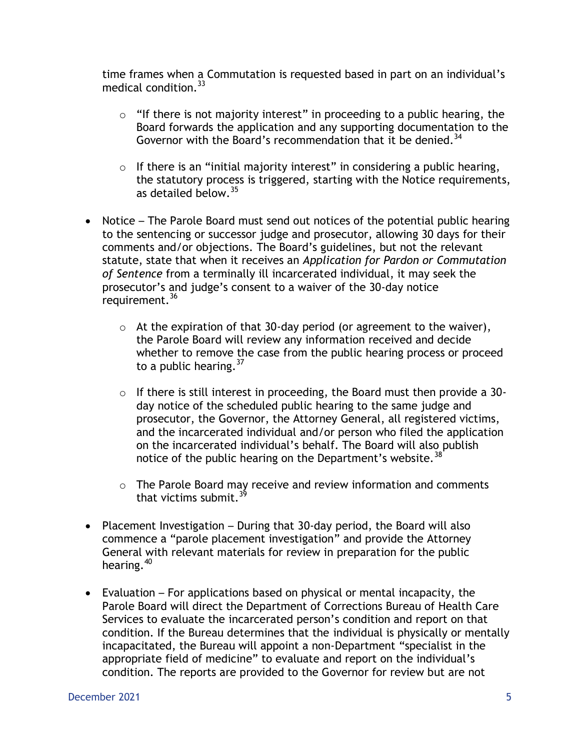time frames when a Commutation is requested based in part on an individual's medical condition.[33]

  - "If there is not majority interest" in proceeding to a public hearing, the Board forwards the application and any supporting documentation to the Governor with the Board's recommendation that it be denied.[34]

  - If there is an "initial majority interest" in considering a public hearing, the statutory process is triggered, starting with the Notice requirements, as detailed below.[35]

- Notice – The Parole Board must send out notices of the potential public hearing to the sentencing or successor judge and prosecutor, allowing 30 days for their comments and/or objections. The Board's guidelines, but not the relevant statute, state that when it receives an *Application for Pardon or Commutation of Sentence* from a terminally ill incarcerated individual, it may seek the prosecutor's and judge's consent to a waiver of the 30-day notice requirement.[36]

  - At the expiration of that 30-day period (or agreement to the waiver), the Parole Board will review any information received and decide whether to remove the case from the public hearing process or proceed to a public hearing.[37]

  - If there is still interest in proceeding, the Board must then provide a 30-day notice of the scheduled public hearing to the same judge and prosecutor, the Governor, the Attorney General, all registered victims, and the incarcerated individual and/or person who filed the application on the incarcerated individual's behalf. The Board will also publish notice of the public hearing on the Department's website.[38]

  - The Parole Board may receive and review information and comments that victims submit.[39]

- Placement Investigation – During that 30-day period, the Board will also commence a "parole placement investigation" and provide the Attorney General with relevant materials for review in preparation for the public hearing.[40]

- Evaluation – For applications based on physical or mental incapacity, the Parole Board will direct the Department of Corrections Bureau of Health Care Services to evaluate the incarcerated person's condition and report on that condition. If the Bureau determines that the individual is physically or mentally incapacitated, the Bureau will appoint a non-Department "specialist in the appropriate field of medicine" to evaluate and report on the individual's condition. The reports are provided to the Governor for review but are not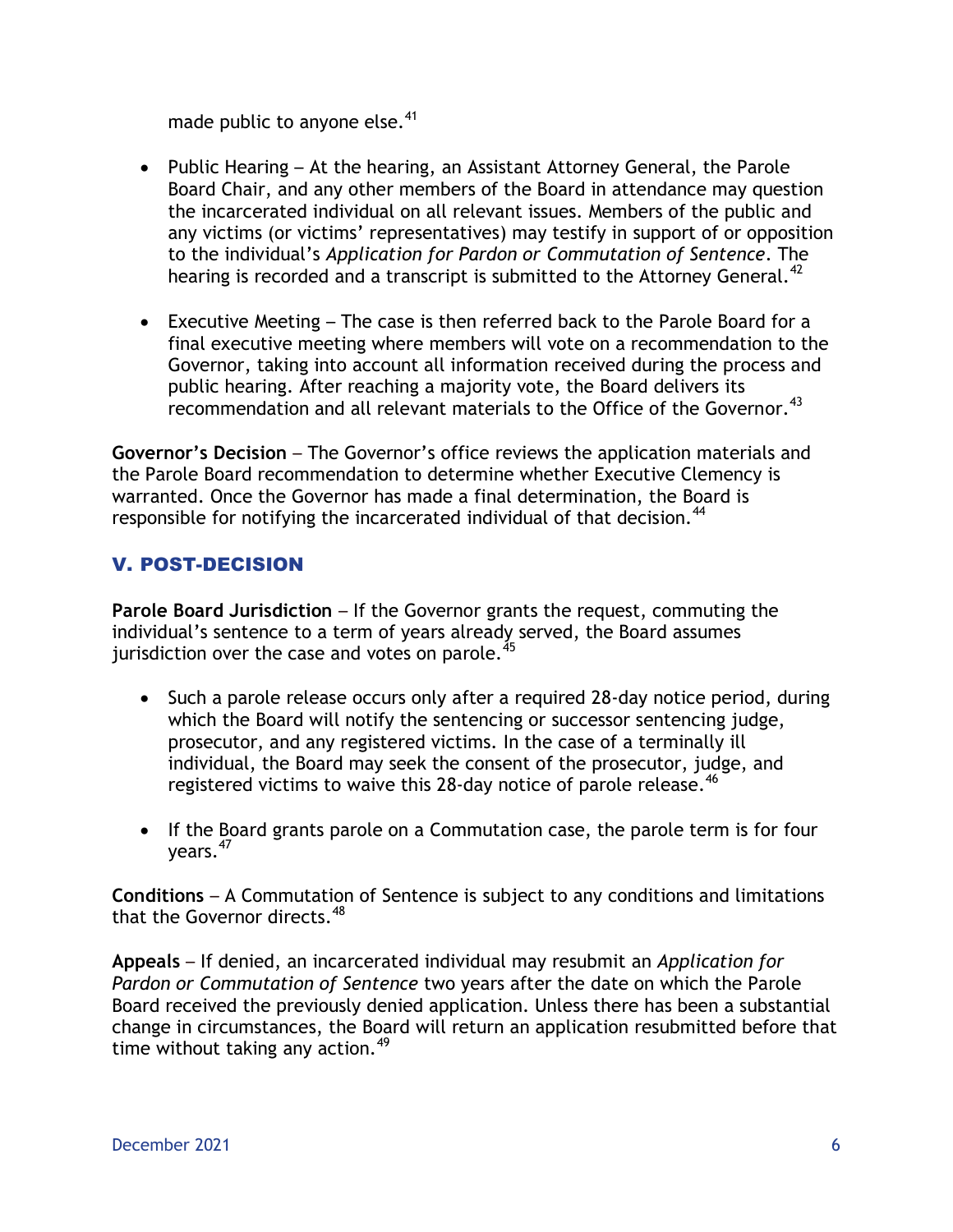made public to anyone else.[41]

- Public Hearing – At the hearing, an Assistant Attorney General, the Parole Board Chair, and any other members of the Board in attendance may question the incarcerated individual on all relevant issues. Members of the public and any victims (or victims' representatives) may testify in support of or opposition to the individual's *Application for Pardon or Commutation of Sentence*. The hearing is recorded and a transcript is submitted to the Attorney General.[42]

- Executive Meeting – The case is then referred back to the Parole Board for a final executive meeting where members will vote on a recommendation to the Governor, taking into account all information received during the process and public hearing. After reaching a majority vote, the Board delivers its recommendation and all relevant materials to the Office of the Governor.[43]

**Governor's Decision** – The Governor's office reviews the application materials and the Parole Board recommendation to determine whether Executive Clemency is warranted. Once the Governor has made a final determination, the Board is responsible for notifying the incarcerated individual of that decision.[44]

## V. POST-DECISION

**Parole Board Jurisdiction** – If the Governor grants the request, commuting the individual's sentence to a term of years already served, the Board assumes jurisdiction over the case and votes on parole.[45]

- Such a parole release occurs only after a required 28-day notice period, during which the Board will notify the sentencing or successor sentencing judge, prosecutor, and any registered victims. In the case of a terminally ill individual, the Board may seek the consent of the prosecutor, judge, and registered victims to waive this 28-day notice of parole release.[46]

- If the Board grants parole on a Commutation case, the parole term is for four years.[47]

**Conditions** – A Commutation of Sentence is subject to any conditions and limitations that the Governor directs.[48]

**Appeals** – If denied, an incarcerated individual may resubmit an *Application for Pardon or Commutation of Sentence* two years after the date on which the Parole Board received the previously denied application. Unless there has been a substantial change in circumstances, the Board will return an application resubmitted before that time without taking any action.[49]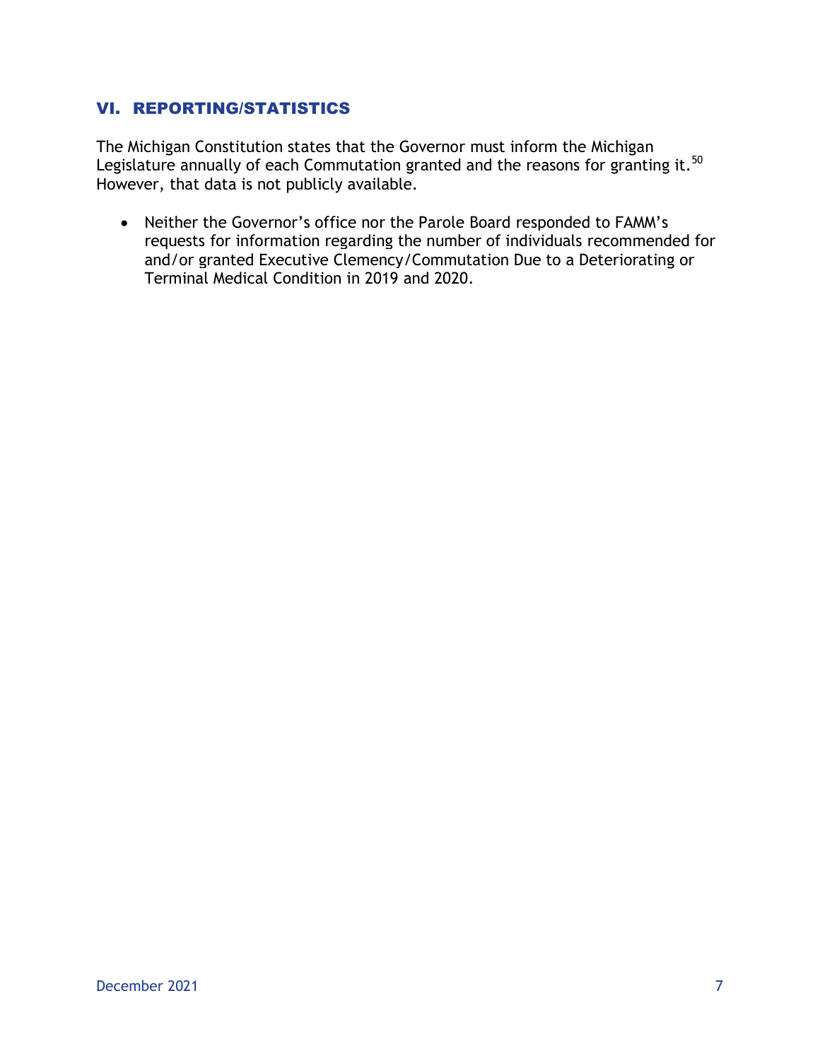## VI. REPORTING/STATISTICS

The Michigan Constitution states that the Governor must inform the Michigan Legislature annually of each Commutation granted and the reasons for granting it.[50] However, that data is not publicly available.

- Neither the Governor's office nor the Parole Board responded to FAMM's requests for information regarding the number of individuals recommended for and/or granted Executive Clemency/Commutation Due to a Deteriorating or Terminal Medical Condition in 2019 and 2020.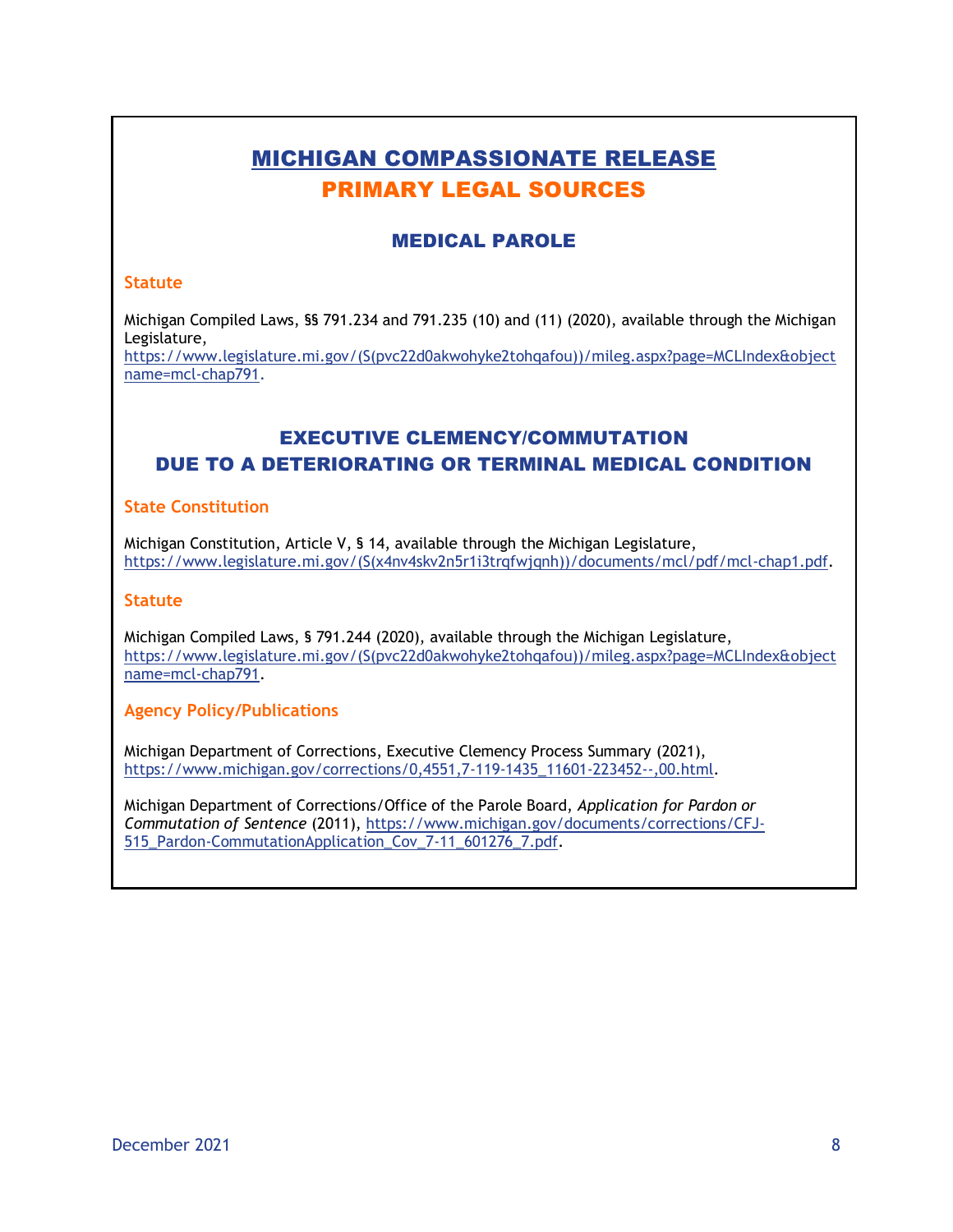# MICHIGAN COMPASSIONATE RELEASE

## PRIMARY LEGAL SOURCES

### MEDICAL PAROLE

**Statute**

Michigan Compiled Laws, §§ 791.234 and 791.235 (10) and (11) (2020), available through the Michigan Legislature, https://www.legislature.mi.gov/(S(pvc22d0akwohyke2tohqafou))/mileg.aspx?page=MCLIndex&objectname=mcl-chap791.

### EXECUTIVE CLEMENCY/COMMUTATION DUE TO A DETERIORATING OR TERMINAL MEDICAL CONDITION

**State Constitution**

Michigan Constitution, Article V, § 14, available through the Michigan Legislature, https://www.legislature.mi.gov/(S(x4nv4skv2n5r1i3trqfwjqnh))/documents/mcl/pdf/mcl-chap1.pdf.

**Statute**

Michigan Compiled Laws, § 791.244 (2020), available through the Michigan Legislature, https://www.legislature.mi.gov/(S(pvc22d0akwohyke2tohqafou))/mileg.aspx?page=MCLIndex&objectname=mcl-chap791.

**Agency Policy/Publications**

Michigan Department of Corrections, Executive Clemency Process Summary (2021), https://www.michigan.gov/corrections/0,4551,7-119-1435_11601-223452--,00.html.

Michigan Department of Corrections/Office of the Parole Board, *Application for Pardon or Commutation of Sentence* (2011), https://www.michigan.gov/documents/corrections/CFJ-515_Pardon-CommutationApplication_Cov_7-11_601276_7.pdf.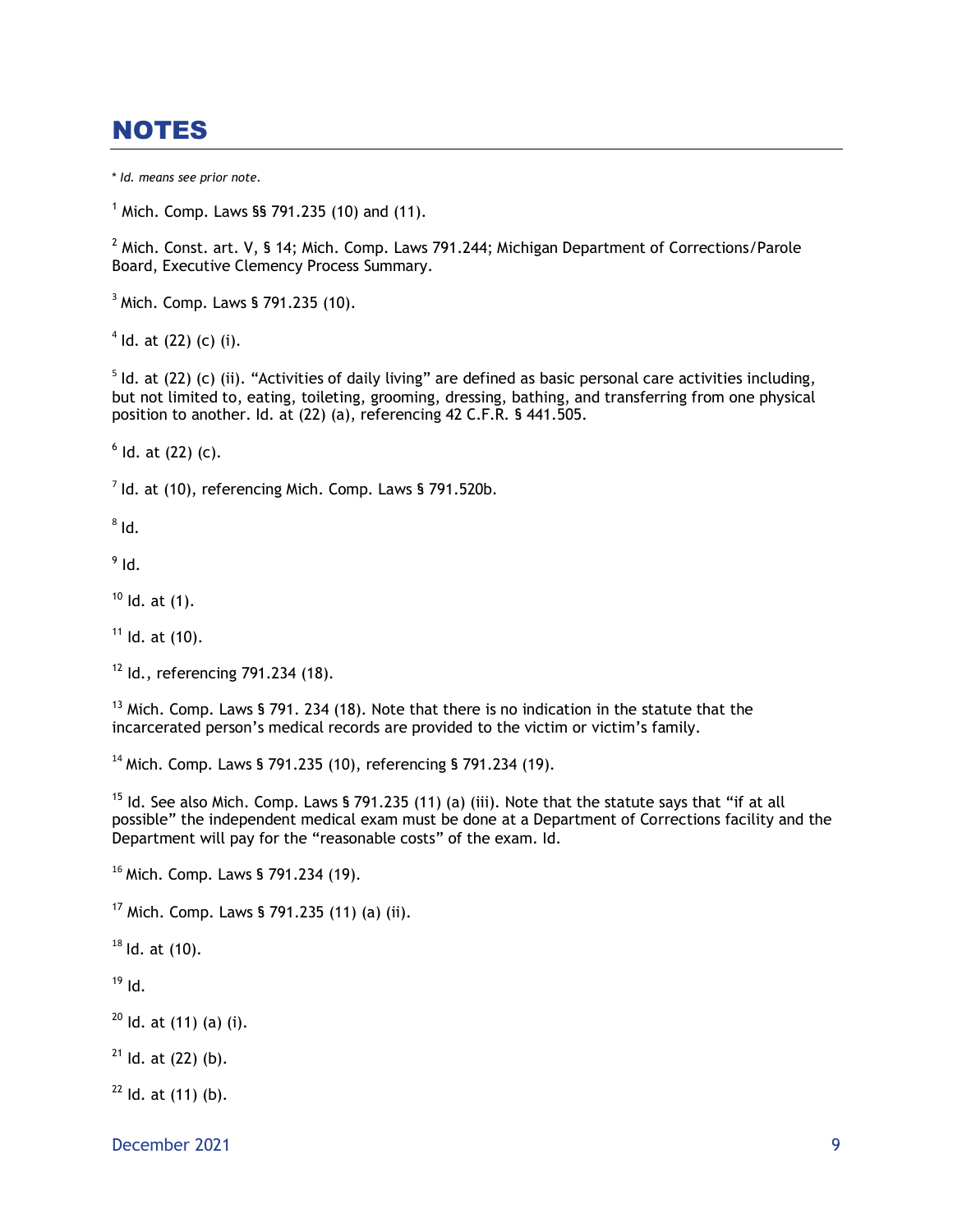# NOTES

*\* Id. means see prior note.*

[1] Mich. Comp. Laws §§ 791.235 (10) and (11).

[2] Mich. Const. art. V, § 14; Mich. Comp. Laws 791.244; Michigan Department of Corrections/Parole Board, Executive Clemency Process Summary.

[3] Mich. Comp. Laws § 791.235 (10).

[4] Id. at (22) (c) (i).

[5] Id. at (22) (c) (ii). "Activities of daily living" are defined as basic personal care activities including, but not limited to, eating, toileting, grooming, dressing, bathing, and transferring from one physical position to another. Id. at (22) (a), referencing 42 C.F.R. § 441.505.

[6] Id. at (22) (c).

[7] Id. at (10), referencing Mich. Comp. Laws § 791.520b.

[8] Id.

[9] Id.

[10] Id. at (1).

[11] Id. at (10).

[12] Id., referencing 791.234 (18).

[13] Mich. Comp. Laws § 791. 234 (18). Note that there is no indication in the statute that the incarcerated person's medical records are provided to the victim or victim's family.

[14] Mich. Comp. Laws § 791.235 (10), referencing § 791.234 (19).

[15] Id. See also Mich. Comp. Laws § 791.235 (11) (a) (iii). Note that the statute says that "if at all possible" the independent medical exam must be done at a Department of Corrections facility and the Department will pay for the "reasonable costs" of the exam. Id.

[16] Mich. Comp. Laws § 791.234 (19).

[17] Mich. Comp. Laws § 791.235 (11) (a) (ii).

[18] Id. at (10).

[19] Id.

[20] Id. at (11) (a) (i).

[21] Id. at (22) (b).

[22] Id. at (11) (b).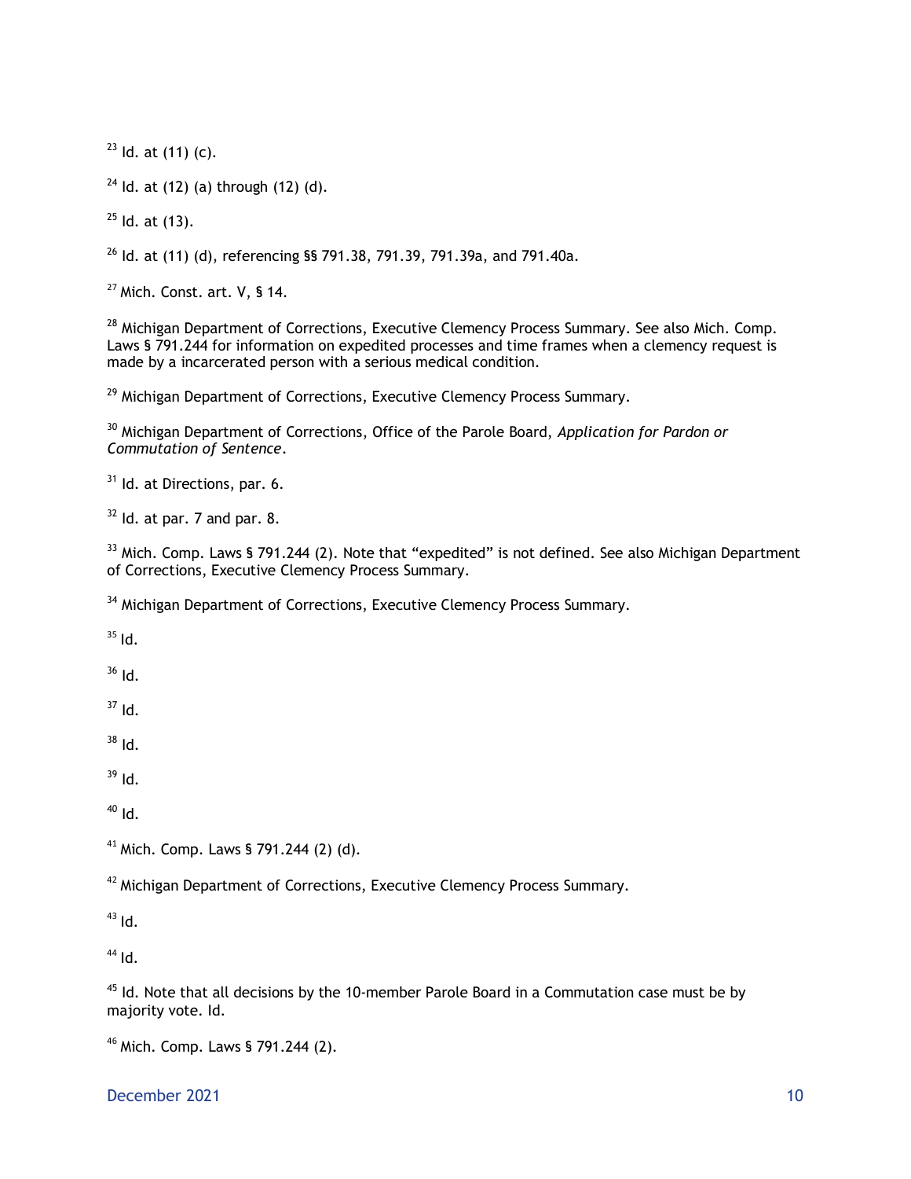[23] Id. at (11) (c).

[24] Id. at (12) (a) through (12) (d).

[25] Id. at (13).

[26] Id. at (11) (d), referencing §§ 791.38, 791.39, 791.39a, and 791.40a.

[27] Mich. Const. art. V, § 14.

[28] Michigan Department of Corrections, Executive Clemency Process Summary. See also Mich. Comp. Laws § 791.244 for information on expedited processes and time frames when a clemency request is made by a incarcerated person with a serious medical condition.

[29] Michigan Department of Corrections, Executive Clemency Process Summary.

[30] Michigan Department of Corrections, Office of the Parole Board, *Application for Pardon or Commutation of Sentence*.

[31] Id. at Directions, par. 6.

[32] Id. at par. 7 and par. 8.

[33] Mich. Comp. Laws § 791.244 (2). Note that "expedited" is not defined. See also Michigan Department of Corrections, Executive Clemency Process Summary.

[34] Michigan Department of Corrections, Executive Clemency Process Summary.

[35] Id.

[36] Id.

[37] Id.

[38] Id.

[39] Id.

[40] Id.

[41] Mich. Comp. Laws § 791.244 (2) (d).

[42] Michigan Department of Corrections, Executive Clemency Process Summary.

[43] Id.

[44] Id.

[45] Id. Note that all decisions by the 10-member Parole Board in a Commutation case must be by majority vote. Id.

[46] Mich. Comp. Laws § 791.244 (2).

December 2021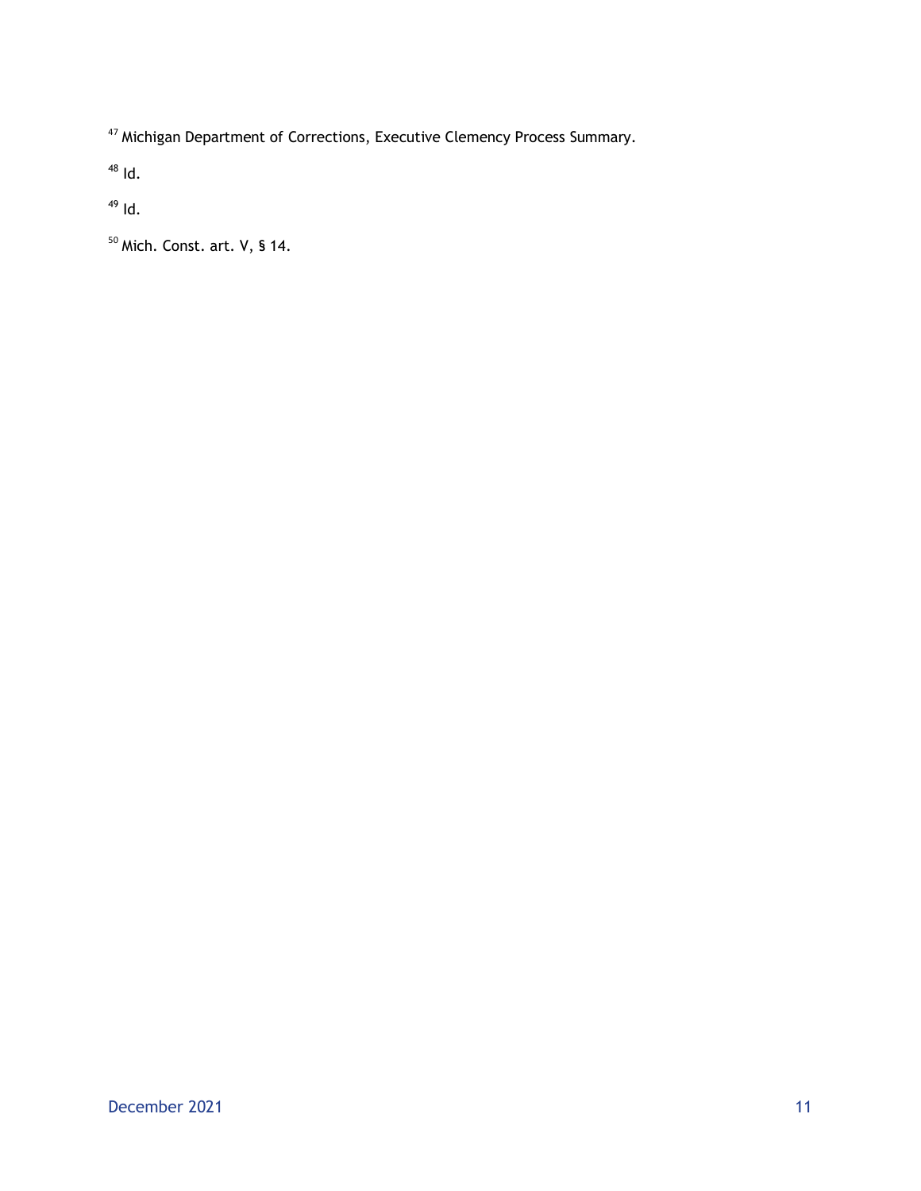[47] Michigan Department of Corrections, Executive Clemency Process Summary.

[48] Id.

[49] Id.

[50] Mich. Const. art. V, § 14.